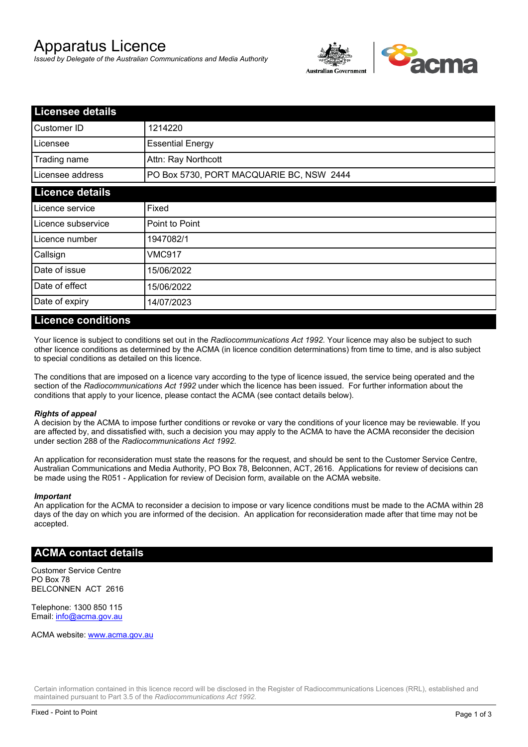# Apparatus Licence

*Issued by Delegate of the Australian Communications and Media Authority*

## Licensee details

| | |
|---|---|
| Customer ID | 1214220 |
| Licensee | Essential Energy |
| Trading name | Attn: Ray Northcott |
| Licensee address | PO Box 5730, PORT MACQUARIE BC, NSW 2444 |

## Licence details

| | |
|---|---|
| Licence service | Fixed |
| Licence subservice | Point to Point |
| Licence number | 1947082/1 |
| Callsign | VMC917 |
| Date of issue | 15/06/2022 |
| Date of effect | 15/06/2022 |
| Date of expiry | 14/07/2023 |

## Licence conditions

Your licence is subject to conditions set out in the *Radiocommunications Act 1992*. Your licence may also be subject to such other licence conditions as determined by the ACMA (in licence condition determinations) from time to time, and is also subject to special conditions as detailed on this licence.

The conditions that are imposed on a licence vary according to the type of licence issued, the service being operated and the section of the *Radiocommunications Act 1992* under which the licence has been issued. For further information about the conditions that apply to your licence, please contact the ACMA (see contact details below).

***Rights of appeal***

A decision by the ACMA to impose further conditions or revoke or vary the conditions of your licence may be reviewable. If you are affected by, and dissatisfied with, such a decision you may apply to the ACMA to have the ACMA reconsider the decision under section 288 of the *Radiocommunications Act 1992*.

An application for reconsideration must state the reasons for the request, and should be sent to the Customer Service Centre, Australian Communications and Media Authority, PO Box 78, Belconnen, ACT, 2616. Applications for review of decisions can be made using the R051 - Application for review of Decision form, available on the ACMA website.

***Important***

An application for the ACMA to reconsider a decision to impose or vary licence conditions must be made to the ACMA within 28 days of the day on which you are informed of the decision. An application for reconsideration made after that time may not be accepted.

## ACMA contact details

Customer Service Centre
PO Box 78
BELCONNEN ACT 2616

Telephone: 1300 850 115
Email: info@acma.gov.au

ACMA website: www.acma.gov.au

Certain information contained in this licence record will be disclosed in the Register of Radiocommunications Licences (RRL), established and maintained pursuant to Part 3.5 of the *Radiocommunications Act 1992*.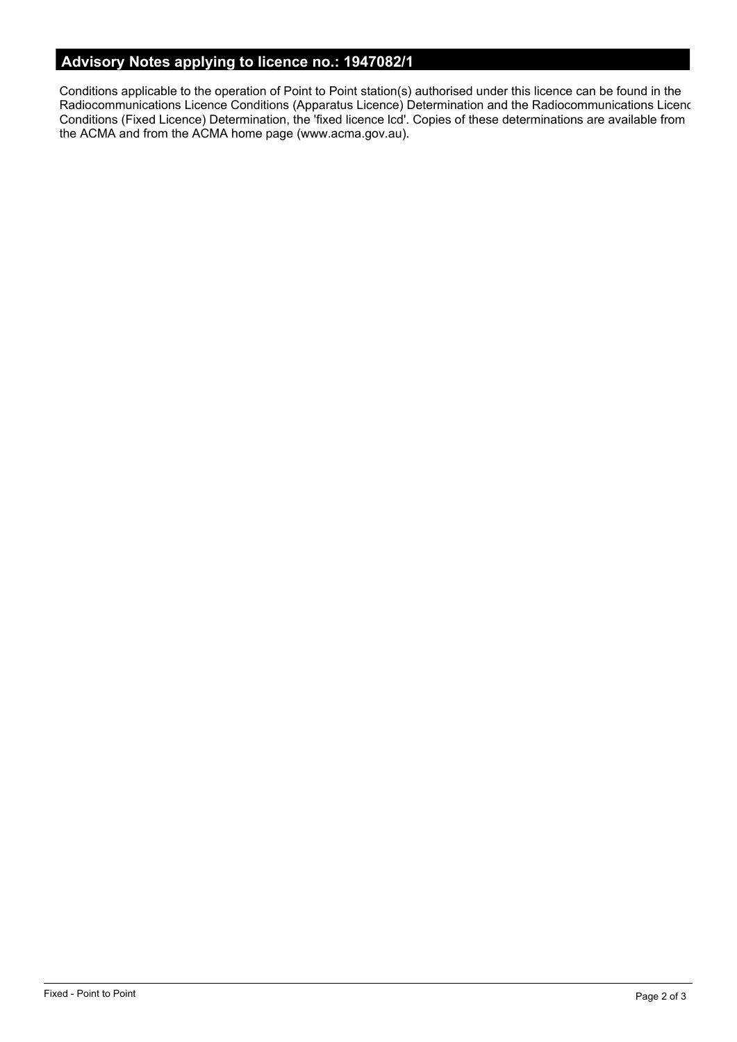## Advisory Notes applying to licence no.: 1947082/1

Conditions applicable to the operation of Point to Point station(s) authorised under this licence can be found in the Radiocommunications Licence Conditions (Apparatus Licence) Determination and the Radiocommunications Licenc Conditions (Fixed Licence) Determination, the 'fixed licence lcd'. Copies of these determinations are available from the ACMA and from the ACMA home page (www.acma.gov.au).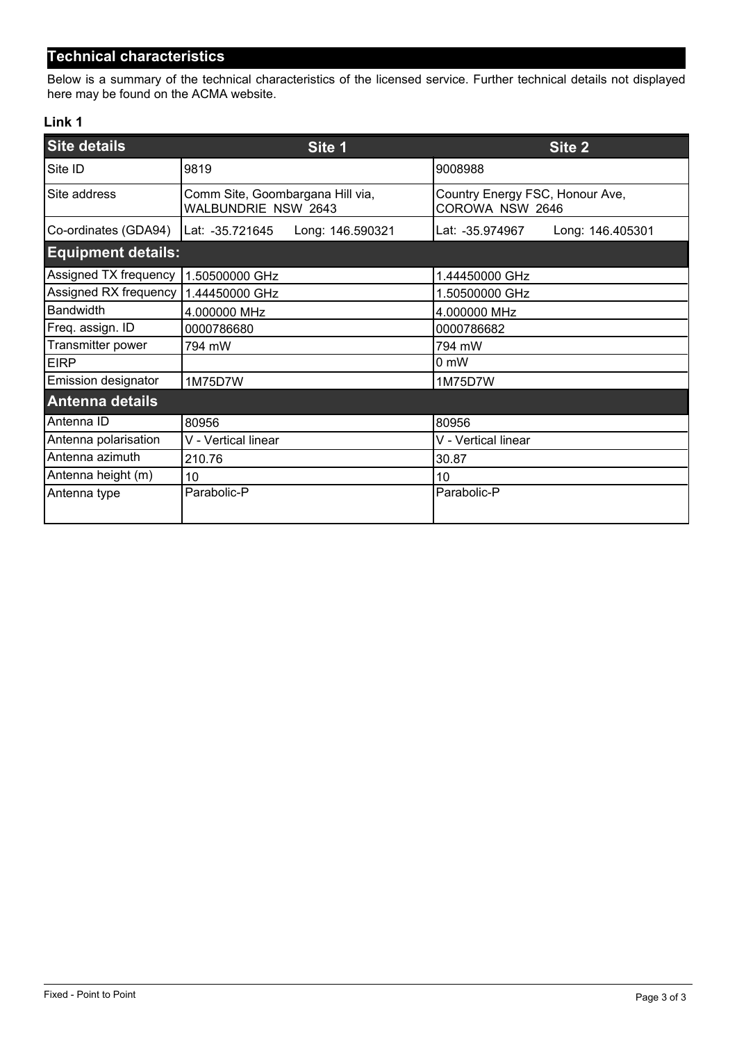## Technical characteristics

Below is a summary of the technical characteristics of the licensed service. Further technical details not displayed here may be found on the ACMA website.

### Link 1

| Site details | Site 1 | Site 2 |
|---|---|---|
| Site ID | 9819 | 9008988 |
| Site address | Comm Site, Goombargana Hill via, WALBUNDRIE NSW 2643 | Country Energy FSC, Honour Ave, COROWA NSW 2646 |
| Co-ordinates (GDA94) | Lat: -35.721645 Long: 146.590321 | Lat: -35.974967 Long: 146.405301 |
| **Equipment details:** | | |
| Assigned TX frequency | 1.50500000 GHz | 1.44450000 GHz |
| Assigned RX frequency | 1.44450000 GHz | 1.50500000 GHz |
| Bandwidth | 4.000000 MHz | 4.000000 MHz |
| Freq. assign. ID | 0000786680 | 0000786682 |
| Transmitter power | 794 mW | 794 mW |
| EIRP | | 0 mW |
| Emission designator | 1M75D7W | 1M75D7W |
| **Antenna details** | | |
| Antenna ID | 80956 | 80956 |
| Antenna polarisation | V - Vertical linear | V - Vertical linear |
| Antenna azimuth | 210.76 | 30.87 |
| Antenna height (m) | 10 | 10 |
| Antenna type | Parabolic-P | Parabolic-P |

Fixed - Point to Point